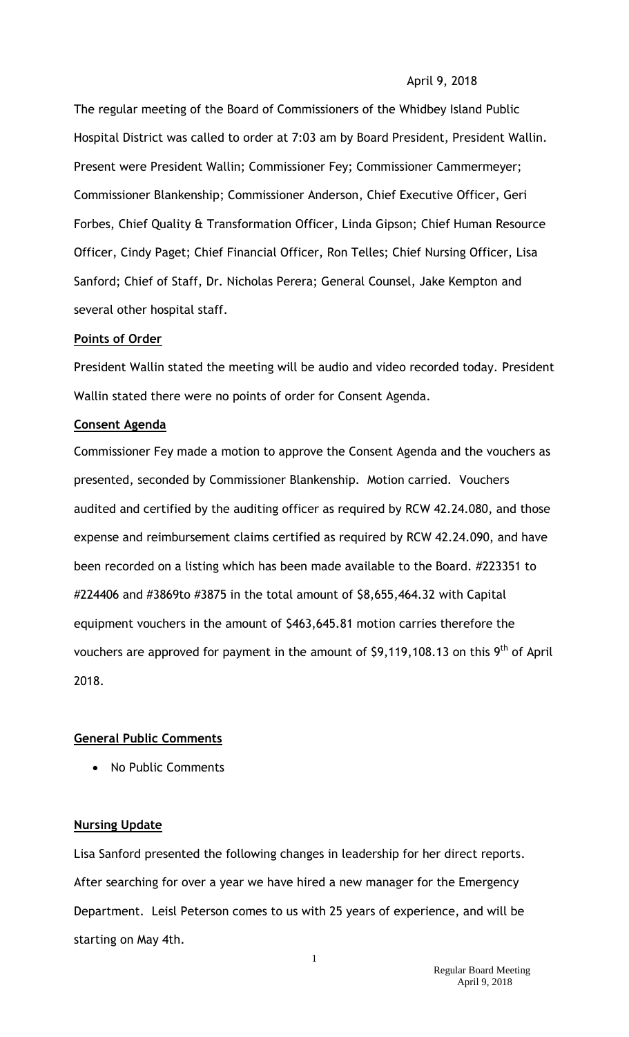April 9, 2018

The regular meeting of the Board of Commissioners of the Whidbey Island Public Hospital District was called to order at 7:03 am by Board President, President Wallin. Present were President Wallin; Commissioner Fey; Commissioner Cammermeyer; Commissioner Blankenship; Commissioner Anderson, Chief Executive Officer, Geri Forbes, Chief Quality & Transformation Officer, Linda Gipson; Chief Human Resource Officer, Cindy Paget; Chief Financial Officer, Ron Telles; Chief Nursing Officer, Lisa Sanford; Chief of Staff, Dr. Nicholas Perera; General Counsel, Jake Kempton and several other hospital staff.

**Points of Order**

President Wallin stated the meeting will be audio and video recorded today. President Wallin stated there were no points of order for Consent Agenda.

**Consent Agenda**

Commissioner Fey made a motion to approve the Consent Agenda and the vouchers as presented, seconded by Commissioner Blankenship. Motion carried. Vouchers audited and certified by the auditing officer as required by RCW 42.24.080, and those expense and reimbursement claims certified as required by RCW 42.24.090, and have been recorded on a listing which has been made available to the Board. #223351 to #224406 and #3869to #3875 in the total amount of $8,655,464.32 with Capital equipment vouchers in the amount of $463,645.81 motion carries therefore the vouchers are approved for payment in the amount of $9,119,108.13 on this 9th of April 2018.

**General Public Comments**

- No Public Comments

**Nursing Update**

Lisa Sanford presented the following changes in leadership for her direct reports. After searching for over a year we have hired a new manager for the Emergency Department. Leisl Peterson comes to us with 25 years of experience, and will be starting on May 4th.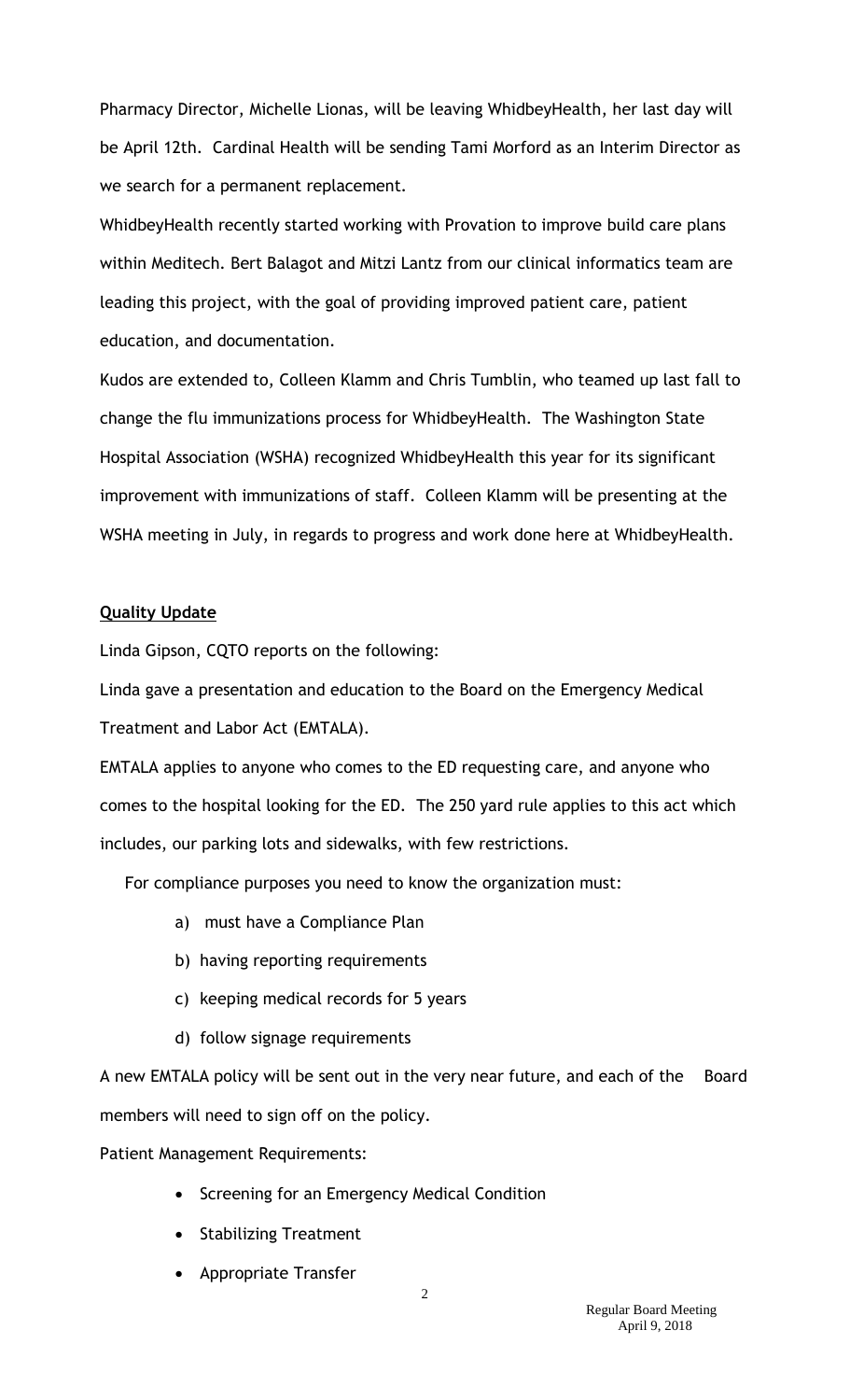Pharmacy Director, Michelle Lionas, will be leaving WhidbeyHealth, her last day will be April 12th. Cardinal Health will be sending Tami Morford as an Interim Director as we search for a permanent replacement.

WhidbeyHealth recently started working with Provation to improve build care plans within Meditech. Bert Balagot and Mitzi Lantz from our clinical informatics team are leading this project, with the goal of providing improved patient care, patient education, and documentation.

Kudos are extended to, Colleen Klamm and Chris Tumblin, who teamed up last fall to change the flu immunizations process for WhidbeyHealth. The Washington State Hospital Association (WSHA) recognized WhidbeyHealth this year for its significant improvement with immunizations of staff. Colleen Klamm will be presenting at the WSHA meeting in July, in regards to progress and work done here at WhidbeyHealth.

**Quality Update**

Linda Gipson, CQTO reports on the following:

Linda gave a presentation and education to the Board on the Emergency Medical Treatment and Labor Act (EMTALA).

EMTALA applies to anyone who comes to the ED requesting care, and anyone who comes to the hospital looking for the ED. The 250 yard rule applies to this act which includes, our parking lots and sidewalks, with few restrictions.

For compliance purposes you need to know the organization must:

a) must have a Compliance Plan
b) having reporting requirements
c) keeping medical records for 5 years
d) follow signage requirements

A new EMTALA policy will be sent out in the very near future, and each of the Board members will need to sign off on the policy.

Patient Management Requirements:

- Screening for an Emergency Medical Condition
- Stabilizing Treatment
- Appropriate Transfer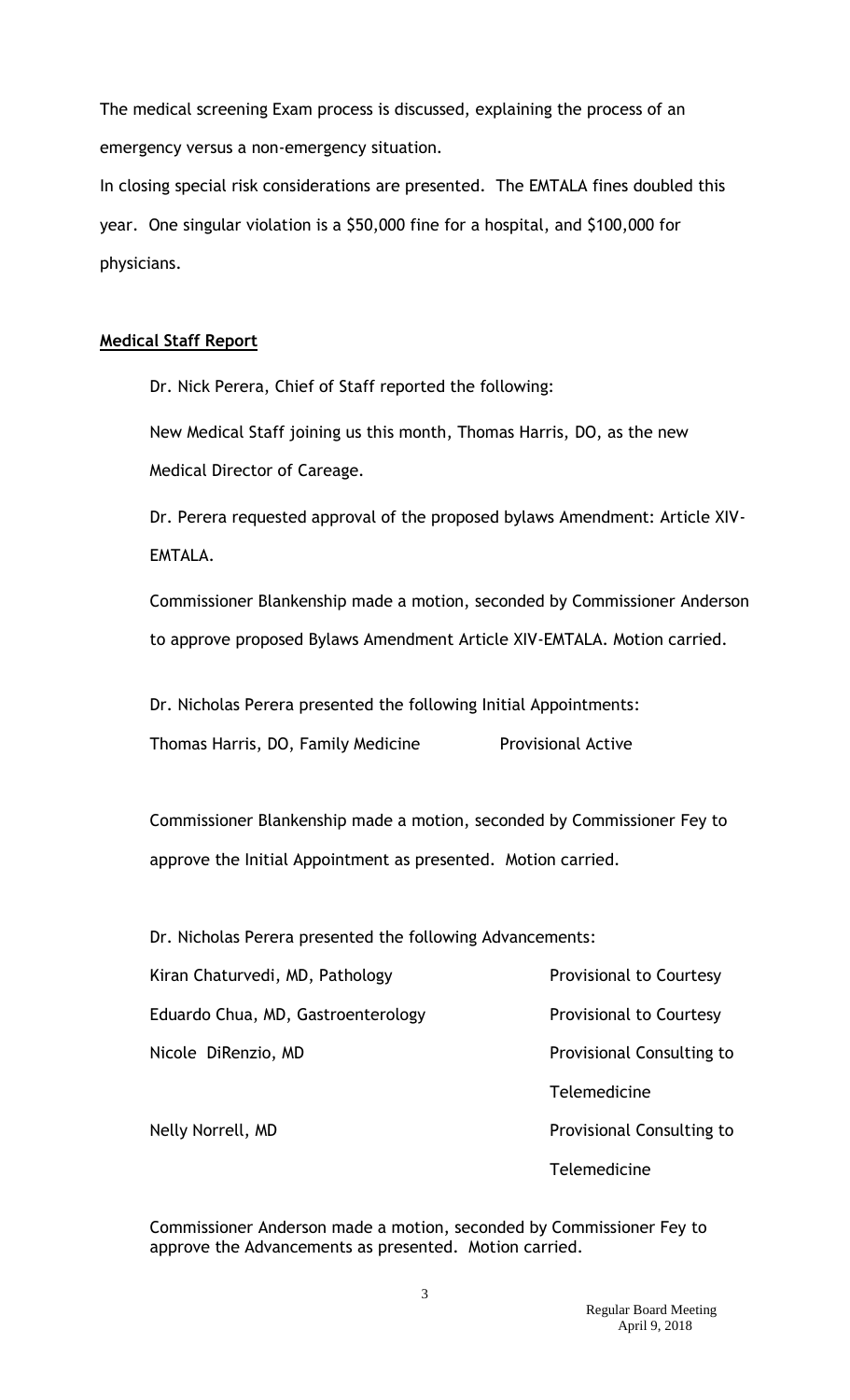The medical screening Exam process is discussed, explaining the process of an emergency versus a non-emergency situation.

In closing special risk considerations are presented. The EMTALA fines doubled this year. One singular violation is a $50,000 fine for a hospital, and $100,000 for physicians.

## **Medical Staff Report**

Dr. Nick Perera, Chief of Staff reported the following:

New Medical Staff joining us this month, Thomas Harris, DO, as the new Medical Director of Careage.

Dr. Perera requested approval of the proposed bylaws Amendment: Article XIV-EMTALA.

Commissioner Blankenship made a motion, seconded by Commissioner Anderson to approve proposed Bylaws Amendment Article XIV-EMTALA. Motion carried.

Dr. Nicholas Perera presented the following Initial Appointments:

| | |
|---|---|
| Thomas Harris, DO, Family Medicine | Provisional Active |

Commissioner Blankenship made a motion, seconded by Commissioner Fey to approve the Initial Appointment as presented. Motion carried.

Dr. Nicholas Perera presented the following Advancements:

| | |
|---|---|
| Kiran Chaturvedi, MD, Pathology | Provisional to Courtesy |
| Eduardo Chua, MD, Gastroenterology | Provisional to Courtesy |
| Nicole DiRenzio, MD | Provisional Consulting to Telemedicine |
| Nelly Norrell, MD | Provisional Consulting to Telemedicine |

Commissioner Anderson made a motion, seconded by Commissioner Fey to approve the Advancements as presented. Motion carried.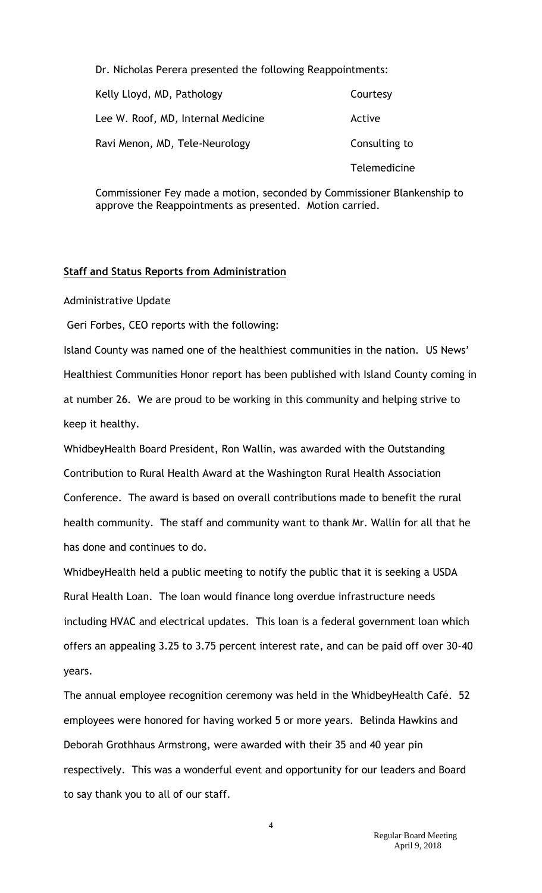Dr. Nicholas Perera presented the following Reappointments:

| | |
|---|---|
| Kelly Lloyd, MD, Pathology | Courtesy |
| Lee W. Roof, MD, Internal Medicine | Active |
| Ravi Menon, MD, Tele-Neurology | Consulting to Telemedicine |

Commissioner Fey made a motion, seconded by Commissioner Blankenship to approve the Reappointments as presented. Motion carried.

**Staff and Status Reports from Administration**

Administrative Update

Geri Forbes, CEO reports with the following:

Island County was named one of the healthiest communities in the nation. US News' Healthiest Communities Honor report has been published with Island County coming in at number 26. We are proud to be working in this community and helping strive to keep it healthy.

WhidbeyHealth Board President, Ron Wallin, was awarded with the Outstanding Contribution to Rural Health Award at the Washington Rural Health Association Conference. The award is based on overall contributions made to benefit the rural health community. The staff and community want to thank Mr. Wallin for all that he has done and continues to do.

WhidbeyHealth held a public meeting to notify the public that it is seeking a USDA Rural Health Loan. The loan would finance long overdue infrastructure needs including HVAC and electrical updates. This loan is a federal government loan which offers an appealing 3.25 to 3.75 percent interest rate, and can be paid off over 30-40 years.

The annual employee recognition ceremony was held in the WhidbeyHealth Café. 52 employees were honored for having worked 5 or more years. Belinda Hawkins and Deborah Grothhaus Armstrong, were awarded with their 35 and 40 year pin respectively. This was a wonderful event and opportunity for our leaders and Board to say thank you to all of our staff.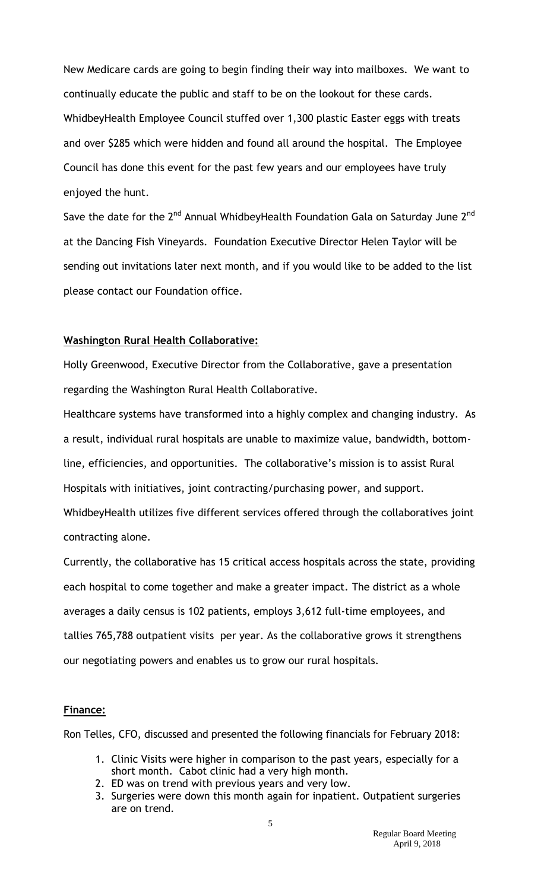New Medicare cards are going to begin finding their way into mailboxes. We want to continually educate the public and staff to be on the lookout for these cards. WhidbeyHealth Employee Council stuffed over 1,300 plastic Easter eggs with treats and over $285 which were hidden and found all around the hospital. The Employee Council has done this event for the past few years and our employees have truly enjoyed the hunt.

Save the date for the 2nd Annual WhidbeyHealth Foundation Gala on Saturday June 2nd at the Dancing Fish Vineyards. Foundation Executive Director Helen Taylor will be sending out invitations later next month, and if you would like to be added to the list please contact our Foundation office.

**Washington Rural Health Collaborative:**

Holly Greenwood, Executive Director from the Collaborative, gave a presentation regarding the Washington Rural Health Collaborative.

Healthcare systems have transformed into a highly complex and changing industry. As a result, individual rural hospitals are unable to maximize value, bandwidth, bottom-line, efficiencies, and opportunities. The collaborative's mission is to assist Rural Hospitals with initiatives, joint contracting/purchasing power, and support. WhidbeyHealth utilizes five different services offered through the collaboratives joint contracting alone.

Currently, the collaborative has 15 critical access hospitals across the state, providing each hospital to come together and make a greater impact. The district as a whole averages a daily census is 102 patients, employs 3,612 full-time employees, and tallies 765,788 outpatient visits per year. As the collaborative grows it strengthens our negotiating powers and enables us to grow our rural hospitals.

**Finance:**

Ron Telles, CFO, discussed and presented the following financials for February 2018:

1. Clinic Visits were higher in comparison to the past years, especially for a short month. Cabot clinic had a very high month.
2. ED was on trend with previous years and very low.
3. Surgeries were down this month again for inpatient. Outpatient surgeries are on trend.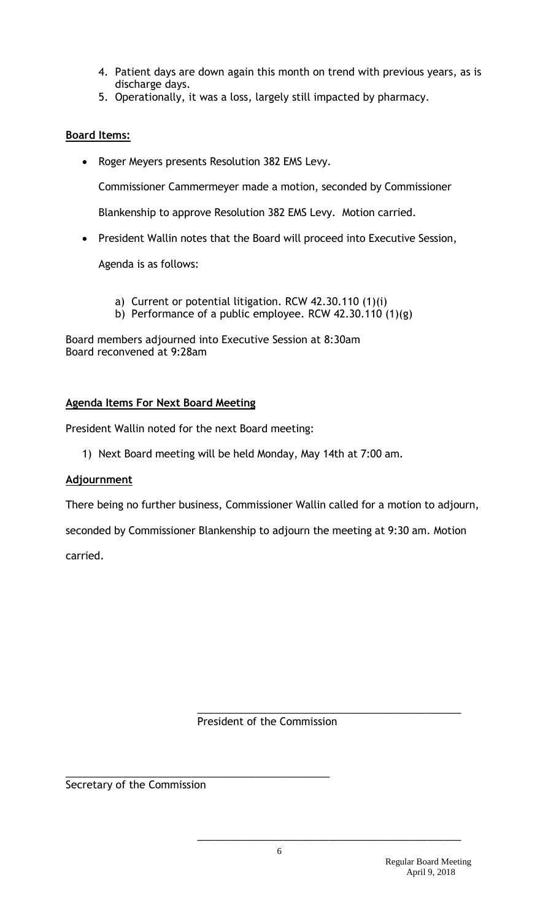4. Patient days are down again this month on trend with previous years, as is discharge days.
5. Operationally, it was a loss, largely still impacted by pharmacy.

**Board Items:**

- Roger Meyers presents Resolution 382 EMS Levy.

  Commissioner Cammermeyer made a motion, seconded by Commissioner Blankenship to approve Resolution 382 EMS Levy. Motion carried.

- President Wallin notes that the Board will proceed into Executive Session, Agenda is as follows:

  a) Current or potential litigation. RCW 42.30.110 (1)(i)
  b) Performance of a public employee. RCW 42.30.110 (1)(g)

Board members adjourned into Executive Session at 8:30am
Board reconvened at 9:28am

**Agenda Items For Next Board Meeting**

President Wallin noted for the next Board meeting:

1) Next Board meeting will be held Monday, May 14th at 7:00 am.

**Adjournment**

There being no further business, Commissioner Wallin called for a motion to adjourn, seconded by Commissioner Blankenship to adjourn the meeting at 9:30 am. Motion carried.

_______________________________________________
President of the Commission

_______________________________________________
Secretary of the Commission

_______________________________________________

Regular Board Meeting
April 9, 2018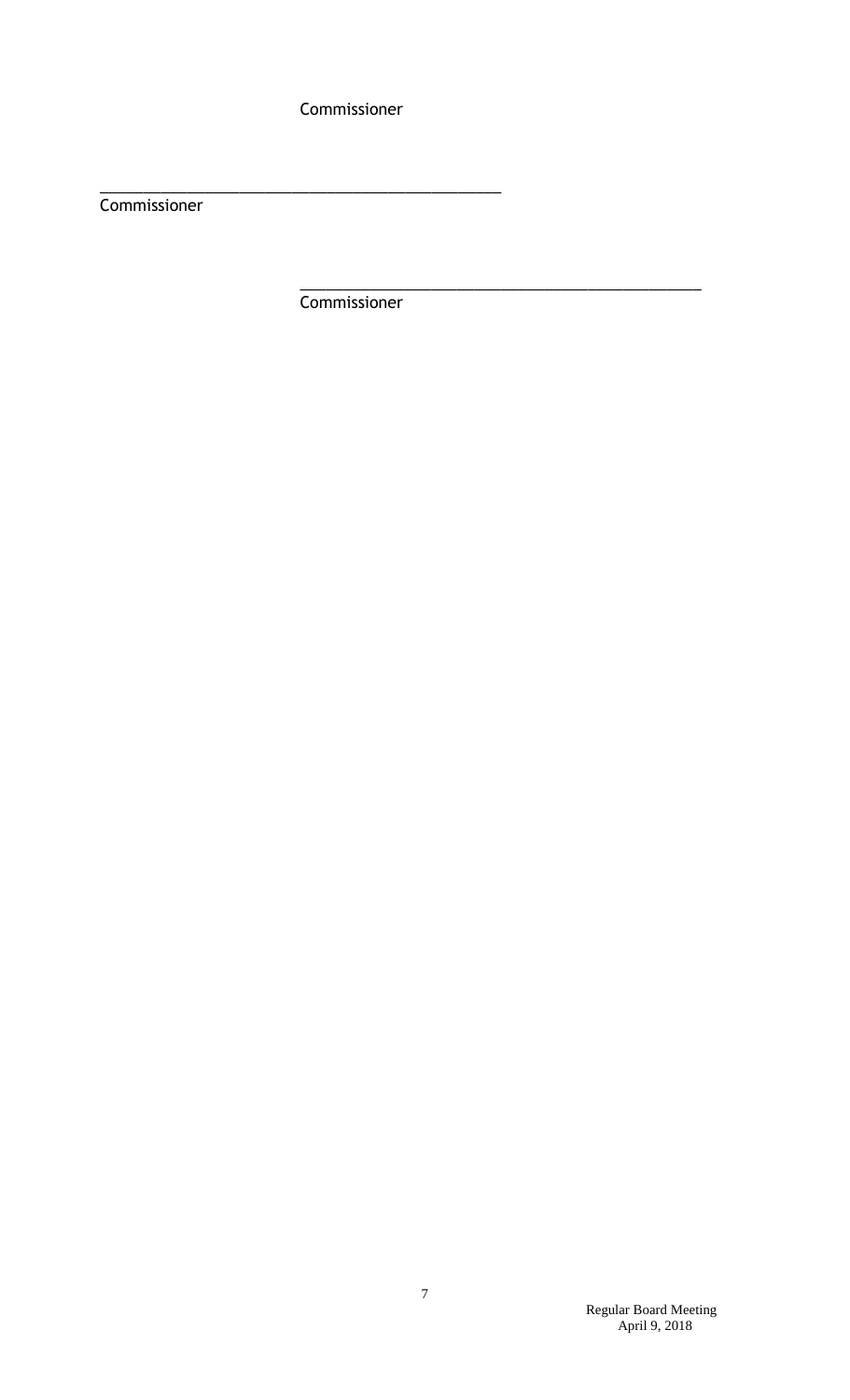Commissioner

\_\_\_\_\_\_\_\_\_\_\_\_\_\_\_\_\_\_\_\_\_\_\_\_\_\_\_\_\_\_\_\_\_\_\_\_\_\_\_\_\_\_\_\_\_\_\_\_\_\_
Commissioner

\_\_\_\_\_\_\_\_\_\_\_\_\_\_\_\_\_\_\_\_\_\_\_\_\_\_\_\_\_\_\_\_\_\_\_\_\_\_\_\_\_\_\_\_\_\_\_\_\_\_
Commissioner